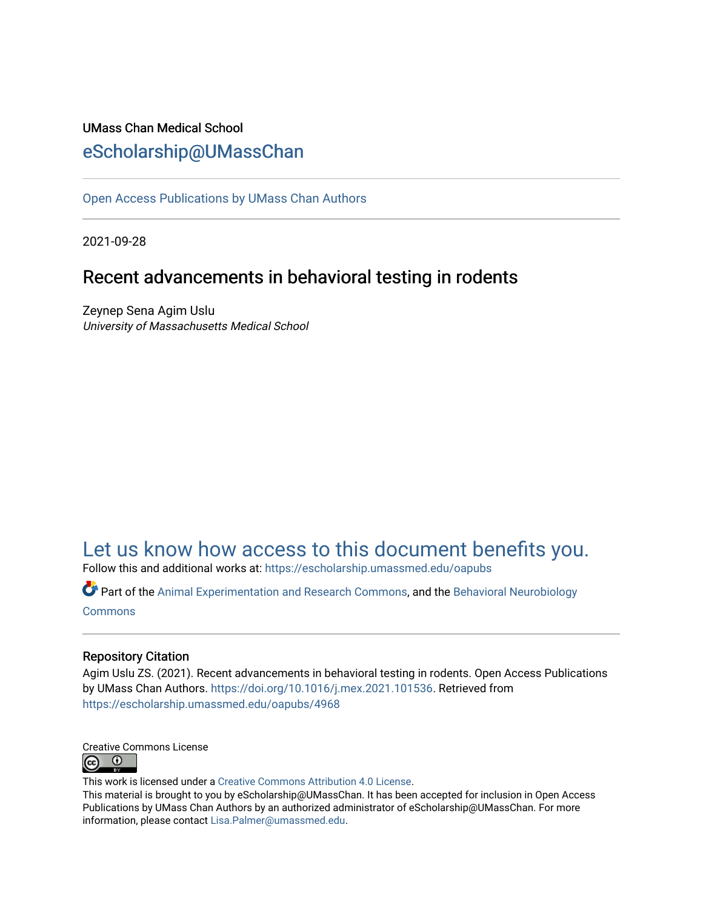UMass Chan Medical School

eScholarship@UMassChan

---

Open Access Publications by UMass Chan Authors

---

2021-09-28

# Recent advancements in behavioral testing in rodents

Zeynep Sena Agim Uslu
*University of Massachusetts Medical School*

## Let us know how access to this document benefits you.

Follow this and additional works at: https://escholarship.umassmed.edu/oapubs

Part of the Animal Experimentation and Research Commons, and the Behavioral Neurobiology Commons

---

### Repository Citation

Agim Uslu ZS. (2021). Recent advancements in behavioral testing in rodents. Open Access Publications by UMass Chan Authors. https://doi.org/10.1016/j.mex.2021.101536. Retrieved from https://escholarship.umassmed.edu/oapubs/4968

Creative Commons License

This work is licensed under a Creative Commons Attribution 4.0 License.
This material is brought to you by eScholarship@UMassChan. It has been accepted for inclusion in Open Access Publications by UMass Chan Authors by an authorized administrator of eScholarship@UMassChan. For more information, please contact Lisa.Palmer@umassmed.edu.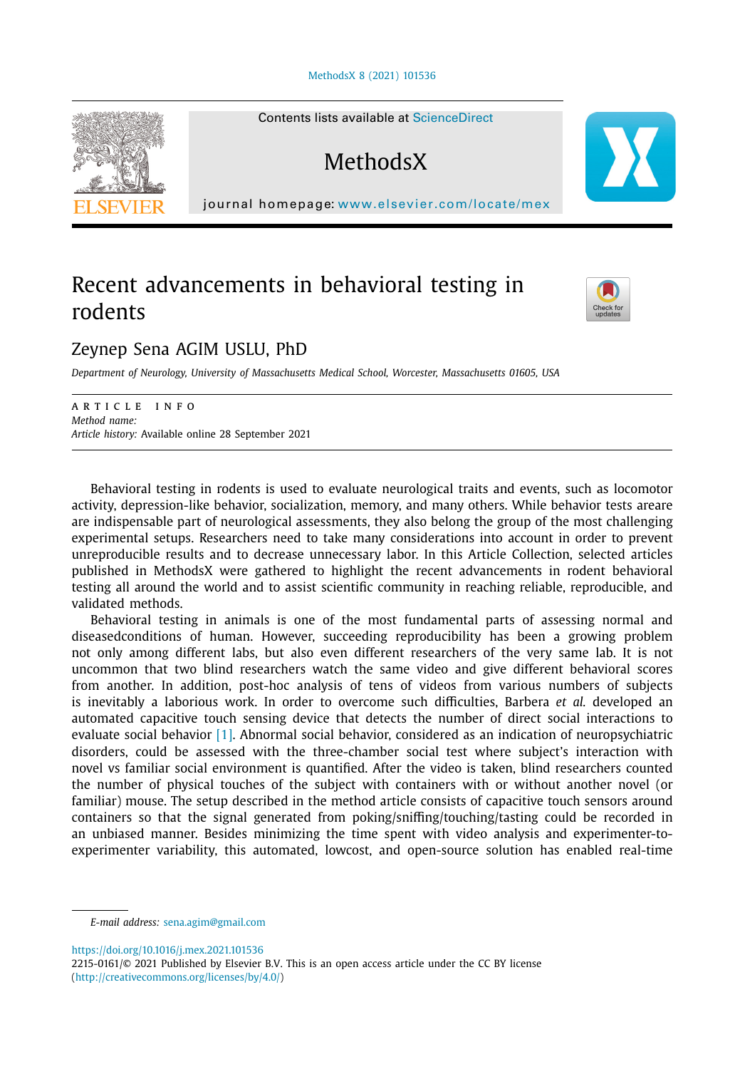# Recent advancements in behavioral testing in rodents

## Zeynep Sena AGIM USLU, PhD

*Department of Neurology, University of Massachusetts Medical School, Worcester, Massachusetts 01605, USA*

ARTICLE INFO

*Method name:*

*Article history:* Available online 28 September 2021

Behavioral testing in rodents is used to evaluate neurological traits and events, such as locomotor activity, depression-like behavior, socialization, memory, and many others. While behavior tests areare are indispensable part of neurological assessments, they also belong the group of the most challenging experimental setups. Researchers need to take many considerations into account in order to prevent unreproducible results and to decrease unnecessary labor. In this Article Collection, selected articles published in MethodsX were gathered to highlight the recent advancements in rodent behavioral testing all around the world and to assist scientific community in reaching reliable, reproducible, and validated methods.

Behavioral testing in animals is one of the most fundamental parts of assessing normal and diseasedconditions of human. However, succeeding reproducibility has been a growing problem not only among different labs, but also even different researchers of the very same lab. It is not uncommon that two blind researchers watch the same video and give different behavioral scores from another. In addition, post-hoc analysis of tens of videos from various numbers of subjects is inevitably a laborious work. In order to overcome such difficulties, Barbera *et al.* developed an automated capacitive touch sensing device that detects the number of direct social interactions to evaluate social behavior [1]. Abnormal social behavior, considered as an indication of neuropsychiatric disorders, could be assessed with the three-chamber social test where subject's interaction with novel vs familiar social environment is quantified. After the video is taken, blind researchers counted the number of physical touches of the subject with containers with or without another novel (or familiar) mouse. The setup described in the method article consists of capacitive touch sensors around containers so that the signal generated from poking/sniffing/touching/tasting could be recorded in an unbiased manner. Besides minimizing the time spent with video analysis and experimenter-to-experimenter variability, this automated, lowcost, and open-source solution has enabled real-time

*E-mail address:* sena.agim@gmail.com

https://doi.org/10.1016/j.mex.2021.101536

2215-0161/© 2021 Published by Elsevier B.V. This is an open access article under the CC BY license (http://creativecommons.org/licenses/by/4.0/)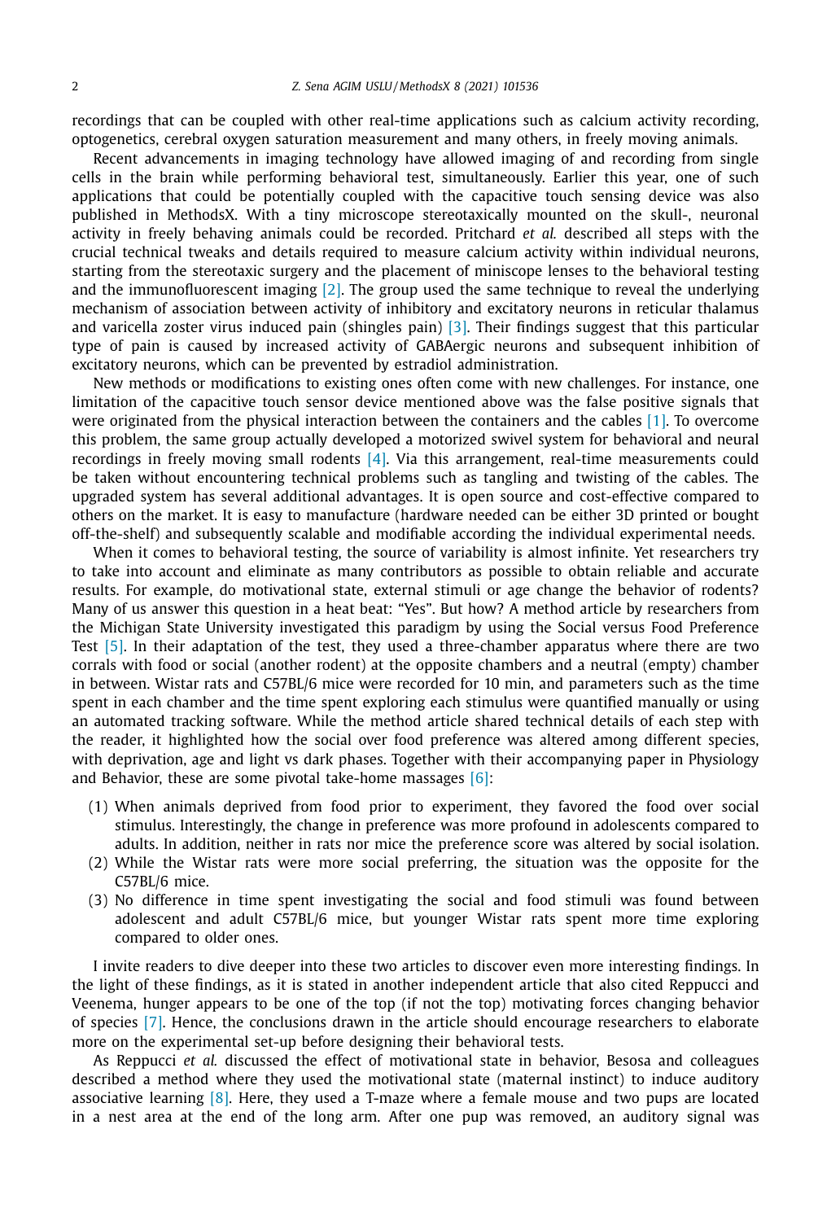recordings that can be coupled with other real-time applications such as calcium activity recording, optogenetics, cerebral oxygen saturation measurement and many others, in freely moving animals.

Recent advancements in imaging technology have allowed imaging of and recording from single cells in the brain while performing behavioral test, simultaneously. Earlier this year, one of such applications that could be potentially coupled with the capacitive touch sensing device was also published in MethodsX. With a tiny microscope stereotaxically mounted on the skull-, neuronal activity in freely behaving animals could be recorded. Pritchard *et al.* described all steps with the crucial technical tweaks and details required to measure calcium activity within individual neurons, starting from the stereotaxic surgery and the placement of miniscope lenses to the behavioral testing and the immunofluorescent imaging [2]. The group used the same technique to reveal the underlying mechanism of association between activity of inhibitory and excitatory neurons in reticular thalamus and varicella zoster virus induced pain (shingles pain) [3]. Their findings suggest that this particular type of pain is caused by increased activity of GABAergic neurons and subsequent inhibition of excitatory neurons, which can be prevented by estradiol administration.

New methods or modifications to existing ones often come with new challenges. For instance, one limitation of the capacitive touch sensor device mentioned above was the false positive signals that were originated from the physical interaction between the containers and the cables [1]. To overcome this problem, the same group actually developed a motorized swivel system for behavioral and neural recordings in freely moving small rodents [4]. Via this arrangement, real-time measurements could be taken without encountering technical problems such as tangling and twisting of the cables. The upgraded system has several additional advantages. It is open source and cost-effective compared to others on the market. It is easy to manufacture (hardware needed can be either 3D printed or bought off-the-shelf) and subsequently scalable and modifiable according the individual experimental needs.

When it comes to behavioral testing, the source of variability is almost infinite. Yet researchers try to take into account and eliminate as many contributors as possible to obtain reliable and accurate results. For example, do motivational state, external stimuli or age change the behavior of rodents? Many of us answer this question in a heat beat: "Yes". But how? A method article by researchers from the Michigan State University investigated this paradigm by using the Social versus Food Preference Test [5]. In their adaptation of the test, they used a three-chamber apparatus where there are two corrals with food or social (another rodent) at the opposite chambers and a neutral (empty) chamber in between. Wistar rats and C57BL/6 mice were recorded for 10 min, and parameters such as the time spent in each chamber and the time spent exploring each stimulus were quantified manually or using an automated tracking software. While the method article shared technical details of each step with the reader, it highlighted how the social over food preference was altered among different species, with deprivation, age and light vs dark phases. Together with their accompanying paper in Physiology and Behavior, these are some pivotal take-home massages [6]:

(1) When animals deprived from food prior to experiment, they favored the food over social stimulus. Interestingly, the change in preference was more profound in adolescents compared to adults. In addition, neither in rats nor mice the preference score was altered by social isolation.
(2) While the Wistar rats were more social preferring, the situation was the opposite for the C57BL/6 mice.
(3) No difference in time spent investigating the social and food stimuli was found between adolescent and adult C57BL/6 mice, but younger Wistar rats spent more time exploring compared to older ones.

I invite readers to dive deeper into these two articles to discover even more interesting findings. In the light of these findings, as it is stated in another independent article that also cited Reppucci and Veenema, hunger appears to be one of the top (if not the top) motivating forces changing behavior of species [7]. Hence, the conclusions drawn in the article should encourage researchers to elaborate more on the experimental set-up before designing their behavioral tests.

As Reppucci *et al.* discussed the effect of motivational state in behavior, Besosa and colleagues described a method where they used the motivational state (maternal instinct) to induce auditory associative learning [8]. Here, they used a T-maze where a female mouse and two pups are located in a nest area at the end of the long arm. After one pup was removed, an auditory signal was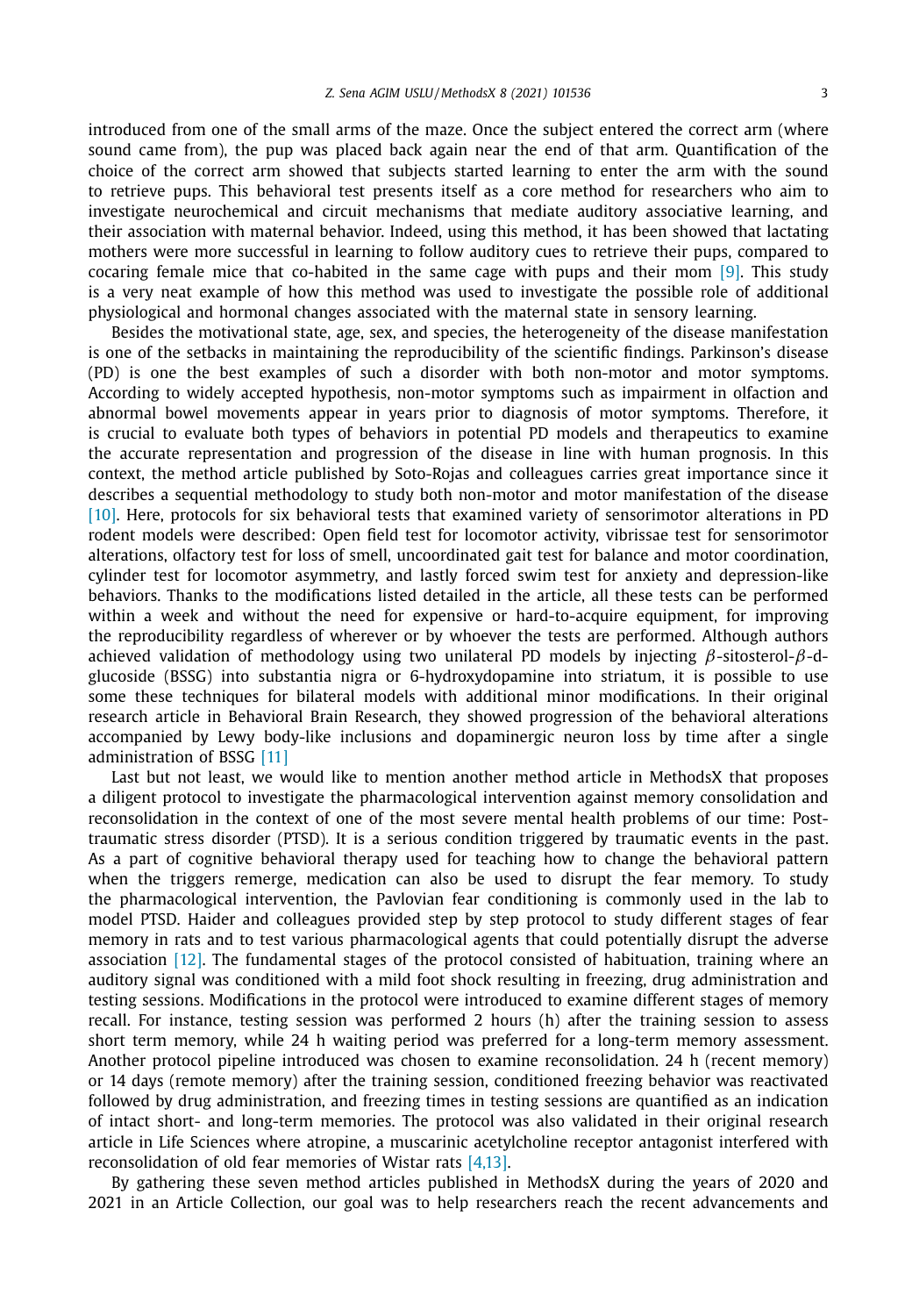introduced from one of the small arms of the maze. Once the subject entered the correct arm (where sound came from), the pup was placed back again near the end of that arm. Quantification of the choice of the correct arm showed that subjects started learning to enter the arm with the sound to retrieve pups. This behavioral test presents itself as a core method for researchers who aim to investigate neurochemical and circuit mechanisms that mediate auditory associative learning, and their association with maternal behavior. Indeed, using this method, it has been showed that lactating mothers were more successful in learning to follow auditory cues to retrieve their pups, compared to cocaring female mice that co-habited in the same cage with pups and their mom [9]. This study is a very neat example of how this method was used to investigate the possible role of additional physiological and hormonal changes associated with the maternal state in sensory learning.

Besides the motivational state, age, sex, and species, the heterogeneity of the disease manifestation is one of the setbacks in maintaining the reproducibility of the scientific findings. Parkinson's disease (PD) is one the best examples of such a disorder with both non-motor and motor symptoms. According to widely accepted hypothesis, non-motor symptoms such as impairment in olfaction and abnormal bowel movements appear in years prior to diagnosis of motor symptoms. Therefore, it is crucial to evaluate both types of behaviors in potential PD models and therapeutics to examine the accurate representation and progression of the disease in line with human prognosis. In this context, the method article published by Soto-Rojas and colleagues carries great importance since it describes a sequential methodology to study both non-motor and motor manifestation of the disease [10]. Here, protocols for six behavioral tests that examined variety of sensorimotor alterations in PD rodent models were described: Open field test for locomotor activity, vibrissae test for sensorimotor alterations, olfactory test for loss of smell, uncoordinated gait test for balance and motor coordination, cylinder test for locomotor asymmetry, and lastly forced swim test for anxiety and depression-like behaviors. Thanks to the modifications listed detailed in the article, all these tests can be performed within a week and without the need for expensive or hard-to-acquire equipment, for improving the reproducibility regardless of wherever or by whoever the tests are performed. Although authors achieved validation of methodology using two unilateral PD models by injecting $\beta$-sitosterol-$\beta$-d-glucoside (BSSG) into substantia nigra or 6-hydroxydopamine into striatum, it is possible to use some these techniques for bilateral models with additional minor modifications. In their original research article in Behavioral Brain Research, they showed progression of the behavioral alterations accompanied by Lewy body-like inclusions and dopaminergic neuron loss by time after a single administration of BSSG [11]

Last but not least, we would like to mention another method article in MethodsX that proposes a diligent protocol to investigate the pharmacological intervention against memory consolidation and reconsolidation in the context of one of the most severe mental health problems of our time: Post-traumatic stress disorder (PTSD). It is a serious condition triggered by traumatic events in the past. As a part of cognitive behavioral therapy used for teaching how to change the behavioral pattern when the triggers remerge, medication can also be used to disrupt the fear memory. To study the pharmacological intervention, the Pavlovian fear conditioning is commonly used in the lab to model PTSD. Haider and colleagues provided step by step protocol to study different stages of fear memory in rats and to test various pharmacological agents that could potentially disrupt the adverse association [12]. The fundamental stages of the protocol consisted of habituation, training where an auditory signal was conditioned with a mild foot shock resulting in freezing, drug administration and testing sessions. Modifications in the protocol were introduced to examine different stages of memory recall. For instance, testing session was performed 2 hours (h) after the training session to assess short term memory, while 24 h waiting period was preferred for a long-term memory assessment. Another protocol pipeline introduced was chosen to examine reconsolidation. 24 h (recent memory) or 14 days (remote memory) after the training session, conditioned freezing behavior was reactivated followed by drug administration, and freezing times in testing sessions are quantified as an indication of intact short- and long-term memories. The protocol was also validated in their original research article in Life Sciences where atropine, a muscarinic acetylcholine receptor antagonist interfered with reconsolidation of old fear memories of Wistar rats [4,13].

By gathering these seven method articles published in MethodsX during the years of 2020 and 2021 in an Article Collection, our goal was to help researchers reach the recent advancements and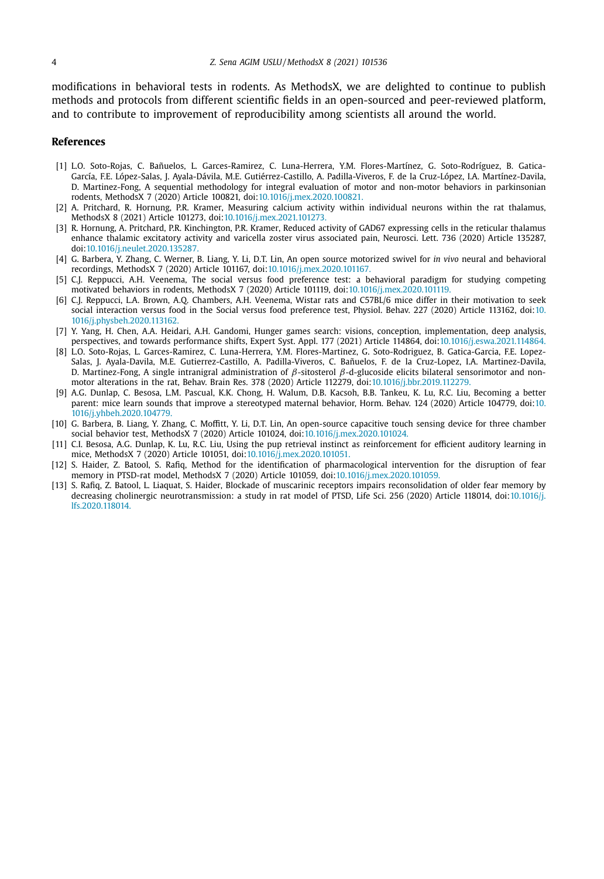modifications in behavioral tests in rodents. As MethodsX, we are delighted to continue to publish methods and protocols from different scientific fields in an open-sourced and peer-reviewed platform, and to contribute to improvement of reproducibility among scientists all around the world.

## References

[1] L.O. Soto-Rojas, C. Bañuelos, L. Garces-Ramirez, C. Luna-Herrera, Y.M. Flores-Martínez, G. Soto-Rodríguez, B. Gatica-García, F.E. López-Salas, J. Ayala-Dávila, M.E. Gutiérrez-Castillo, A. Padilla-Viveros, F. de la Cruz-López, I.A. Martínez-Davila, D. Martinez-Fong, A sequential methodology for integral evaluation of motor and non-motor behaviors in parkinsonian rodents, MethodsX 7 (2020) Article 100821, doi:10.1016/j.mex.2020.100821.

[2] A. Pritchard, R. Hornung, P.R. Kramer, Measuring calcium activity within individual neurons within the rat thalamus, MethodsX 8 (2021) Article 101273, doi:10.1016/j.mex.2021.101273.

[3] R. Hornung, A. Pritchard, P.R. Kinchington, P.R. Kramer, Reduced activity of GAD67 expressing cells in the reticular thalamus enhance thalamic excitatory activity and varicella zoster virus associated pain, Neurosci. Lett. 736 (2020) Article 135287, doi:10.1016/j.neulet.2020.135287.

[4] G. Barbera, Y. Zhang, C. Werner, B. Liang, Y. Li, D.T. Lin, An open source motorized swivel for *in vivo* neural and behavioral recordings, MethodsX 7 (2020) Article 101167, doi:10.1016/j.mex.2020.101167.

[5] C.J. Reppucci, A.H. Veenema, The social versus food preference test: a behavioral paradigm for studying competing motivated behaviors in rodents, MethodsX 7 (2020) Article 101119, doi:10.1016/j.mex.2020.101119.

[6] C.J. Reppucci, L.A. Brown, A.Q. Chambers, A.H. Veenema, Wistar rats and C57BL/6 mice differ in their motivation to seek social interaction versus food in the Social versus food preference test, Physiol. Behav. 227 (2020) Article 113162, doi:10.1016/j.physbeh.2020.113162.

[7] Y. Yang, H. Chen, A.A. Heidari, A.H. Gandomi, Hunger games search: visions, conception, implementation, deep analysis, perspectives, and towards performance shifts, Expert Syst. Appl. 177 (2021) Article 114864, doi:10.1016/j.eswa.2021.114864.

[8] L.O. Soto-Rojas, L. Garces-Ramirez, C. Luna-Herrera, Y.M. Flores-Martinez, G. Soto-Rodriguez, B. Gatica-Garcia, F.E. Lopez-Salas, J. Ayala-Davila, M.E. Gutierrez-Castillo, A. Padilla-Viveros, C. Bañuelos, F. de la Cruz-Lopez, I.A. Martinez-Davila, D. Martinez-Fong, A single intranigral administration of $\beta$-sitosterol $\beta$-d-glucoside elicits bilateral sensorimotor and non-motor alterations in the rat, Behav. Brain Res. 378 (2020) Article 112279, doi:10.1016/j.bbr.2019.112279.

[9] A.G. Dunlap, C. Besosa, L.M. Pascual, K.K. Chong, H. Walum, D.B. Kacsoh, B.B. Tankeu, K. Lu, R.C. Liu, Becoming a better parent: mice learn sounds that improve a stereotyped maternal behavior, Horm. Behav. 124 (2020) Article 104779, doi:10.1016/j.yhbeh.2020.104779.

[10] G. Barbera, B. Liang, Y. Zhang, C. Moffitt, Y. Li, D.T. Lin, An open-source capacitive touch sensing device for three chamber social behavior test, MethodsX 7 (2020) Article 101024, doi:10.1016/j.mex.2020.101024.

[11] C.I. Besosa, A.G. Dunlap, K. Lu, R.C. Liu, Using the pup retrieval instinct as reinforcement for efficient auditory learning in mice, MethodsX 7 (2020) Article 101051, doi:10.1016/j.mex.2020.101051.

[12] S. Haider, Z. Batool, S. Rafiq, Method for the identification of pharmacological intervention for the disruption of fear memory in PTSD-rat model, MethodsX 7 (2020) Article 101059, doi:10.1016/j.mex.2020.101059.

[13] S. Rafiq, Z. Batool, L. Liaquat, S. Haider, Blockade of muscarinic receptors impairs reconsolidation of older fear memory by decreasing cholinergic neurotransmission: a study in rat model of PTSD, Life Sci. 256 (2020) Article 118014, doi:10.1016/j.lfs.2020.118014.